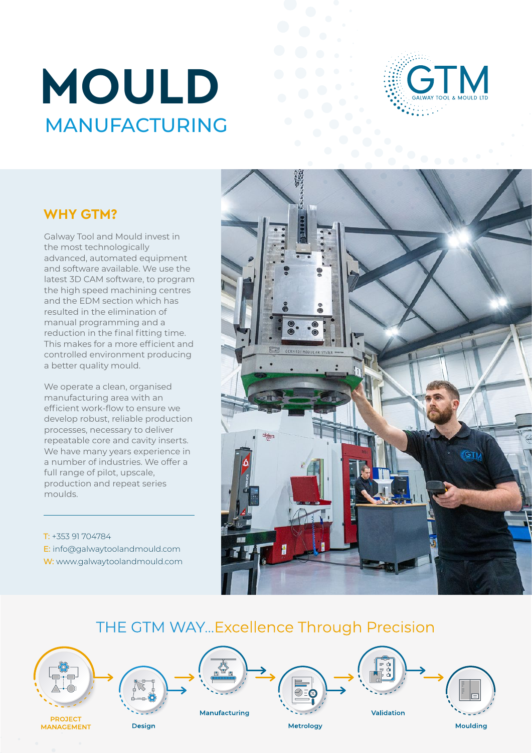# MOULD
## MANUFACTURING

GTM
GALWAY TOOL & MOULD LTD

## WHY GTM?

Galway Tool and Mould invest in the most technologically advanced, automated equipment and software available. We use the latest 3D CAM software, to program the high speed machining centres and the EDM section which has resulted in the elimination of manual programming and a reduction in the final fitting time. This makes for a more efficient and controlled environment producing a better quality mould.

We operate a clean, organised manufacturing area with an efficient work-flow to ensure we develop robust, reliable production processes, necessary to deliver repeatable core and cavity inserts. We have many years experience in a number of industries. We offer a full range of pilot, upscale, production and repeat series moulds.

T: +353 91 704784
E: info@galwaytoolandmould.com
W: www.galwaytoolandmould.com

## THE GTM WAY...Excellence Through Precision

PROJECT MANAGEMENT → Design → Manufacturing → Metrology → Validation → Moulding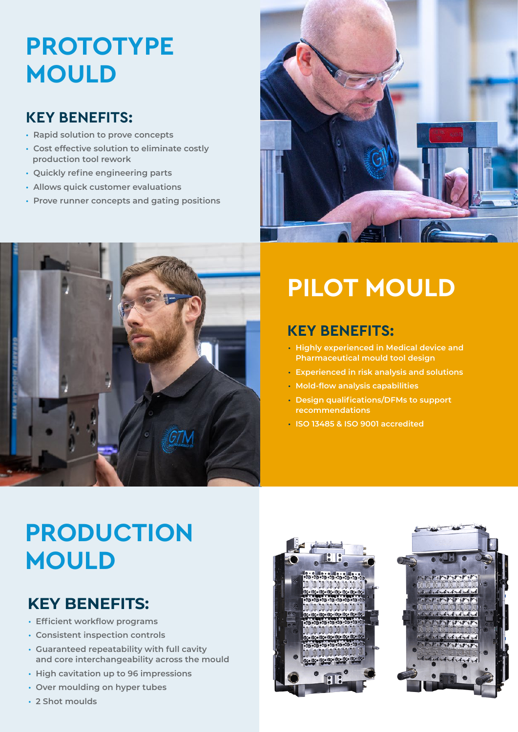# PROTOTYPE MOULD

## KEY BENEFITS:

- Rapid solution to prove concepts
- Cost effective solution to eliminate costly production tool rework
- Quickly refine engineering parts
- Allows quick customer evaluations
- Prove runner concepts and gating positions

# PILOT MOULD

## KEY BENEFITS:

- Highly experienced in Medical device and Pharmaceutical mould tool design
- Experienced in risk analysis and solutions
- Mold-flow analysis capabilities
- Design qualifications/DFMs to support recommendations
- ISO 13485 & ISO 9001 accredited

# PRODUCTION MOULD

## KEY BENEFITS:

- Efficient workflow programs
- Consistent inspection controls
- Guaranteed repeatability with full cavity and core interchangeability across the mould
- High cavitation up to 96 impressions
- Over moulding on hyper tubes
- 2 Shot moulds